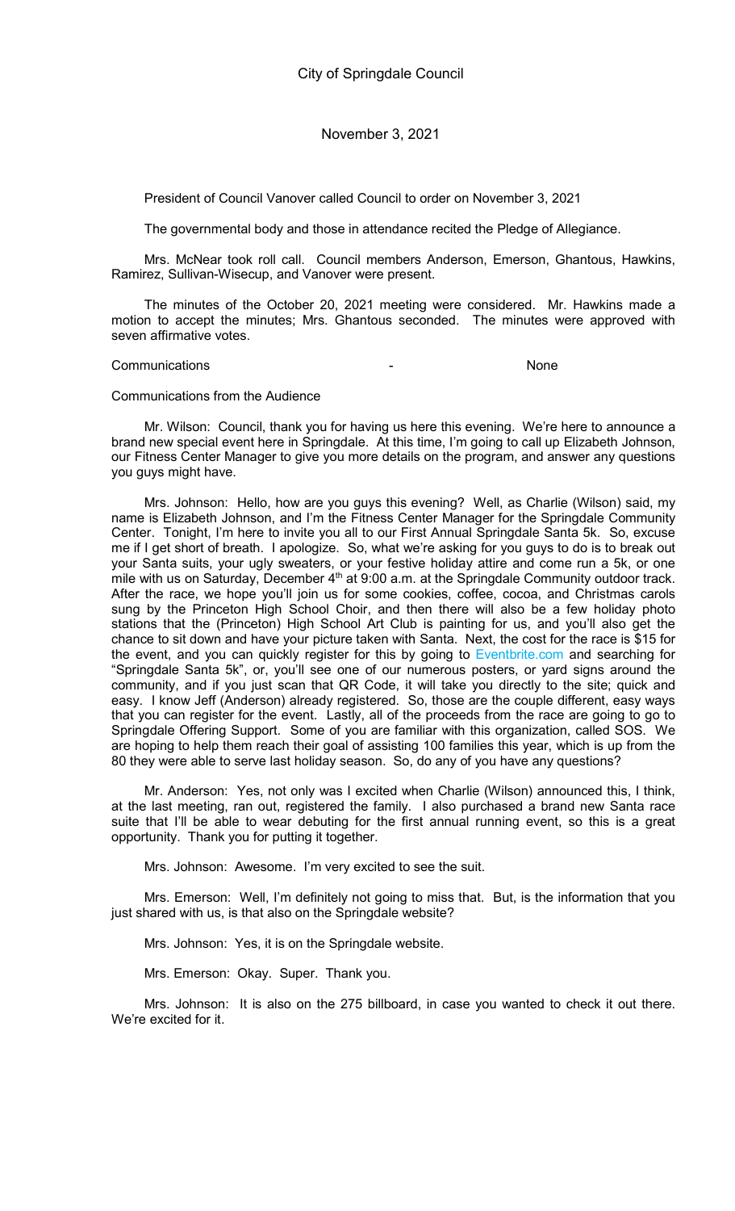# City of Springdale Council

November 3, 2021

President of Council Vanover called Council to order on November 3, 2021

The governmental body and those in attendance recited the Pledge of Allegiance.

Mrs. McNear took roll call. Council members Anderson, Emerson, Ghantous, Hawkins, Ramirez, Sullivan-Wisecup, and Vanover were present.

The minutes of the October 20, 2021 meeting were considered. Mr. Hawkins made a motion to accept the minutes; Mrs. Ghantous seconded. The minutes were approved with seven affirmative votes.

Communications - None

Communications from the Audience

Mr. Wilson: Council, thank you for having us here this evening. We're here to announce a brand new special event here in Springdale. At this time, I'm going to call up Elizabeth Johnson, our Fitness Center Manager to give you more details on the program, and answer any questions you guys might have.

Mrs. Johnson: Hello, how are you guys this evening? Well, as Charlie (Wilson) said, my name is Elizabeth Johnson, and I'm the Fitness Center Manager for the Springdale Community Center. Tonight, I'm here to invite you all to our First Annual Springdale Santa 5k. So, excuse me if I get short of breath. I apologize. So, what we're asking for you guys to do is to break out your Santa suits, your ugly sweaters, or your festive holiday attire and come run a 5k, or one mile with us on Saturday, December 4th at 9:00 a.m. at the Springdale Community outdoor track. After the race, we hope you'll join us for some cookies, coffee, cocoa, and Christmas carols sung by the Princeton High School Choir, and then there will also be a few holiday photo stations that the (Princeton) High School Art Club is painting for us, and you'll also get the chance to sit down and have your picture taken with Santa. Next, the cost for the race is $15 for the event, and you can quickly register for this by going to Eventbrite.com and searching for "Springdale Santa 5k", or, you'll see one of our numerous posters, or yard signs around the community, and if you just scan that QR Code, it will take you directly to the site; quick and easy. I know Jeff (Anderson) already registered. So, those are the couple different, easy ways that you can register for the event. Lastly, all of the proceeds from the race are going to go to Springdale Offering Support. Some of you are familiar with this organization, called SOS. We are hoping to help them reach their goal of assisting 100 families this year, which is up from the 80 they were able to serve last holiday season. So, do any of you have any questions?

Mr. Anderson: Yes, not only was I excited when Charlie (Wilson) announced this, I think, at the last meeting, ran out, registered the family. I also purchased a brand new Santa race suite that I'll be able to wear debuting for the first annual running event, so this is a great opportunity. Thank you for putting it together.

Mrs. Johnson: Awesome. I'm very excited to see the suit.

Mrs. Emerson: Well, I'm definitely not going to miss that. But, is the information that you just shared with us, is that also on the Springdale website?

Mrs. Johnson: Yes, it is on the Springdale website.

Mrs. Emerson: Okay. Super. Thank you.

Mrs. Johnson: It is also on the 275 billboard, in case you wanted to check it out there. We're excited for it.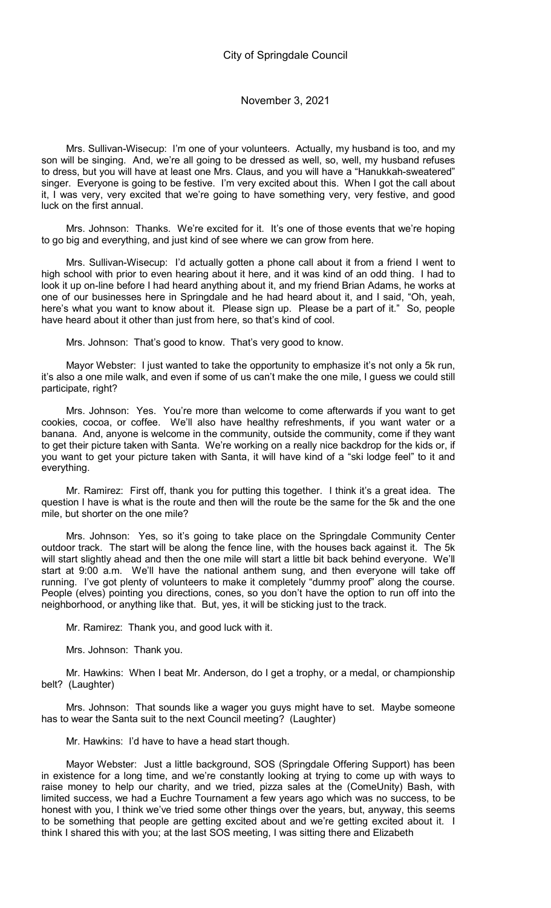Mrs. Sullivan-Wisecup: I'm one of your volunteers. Actually, my husband is too, and my son will be singing. And, we're all going to be dressed as well, so, well, my husband refuses to dress, but you will have at least one Mrs. Claus, and you will have a "Hanukkah-sweatered" singer. Everyone is going to be festive. I'm very excited about this. When I got the call about it, I was very, very excited that we're going to have something very, very festive, and good luck on the first annual.

Mrs. Johnson: Thanks. We're excited for it. It's one of those events that we're hoping to go big and everything, and just kind of see where we can grow from here.

Mrs. Sullivan-Wisecup: I'd actually gotten a phone call about it from a friend I went to high school with prior to even hearing about it here, and it was kind of an odd thing. I had to look it up on-line before I had heard anything about it, and my friend Brian Adams, he works at one of our businesses here in Springdale and he had heard about it, and I said, "Oh, yeah, here's what you want to know about it. Please sign up. Please be a part of it." So, people have heard about it other than just from here, so that's kind of cool.

Mrs. Johnson: That's good to know. That's very good to know.

Mayor Webster: I just wanted to take the opportunity to emphasize it's not only a 5k run, it's also a one mile walk, and even if some of us can't make the one mile, I guess we could still participate, right?

Mrs. Johnson: Yes. You're more than welcome to come afterwards if you want to get cookies, cocoa, or coffee. We'll also have healthy refreshments, if you want water or a banana. And, anyone is welcome in the community, outside the community, come if they want to get their picture taken with Santa. We're working on a really nice backdrop for the kids or, if you want to get your picture taken with Santa, it will have kind of a "ski lodge feel" to it and everything.

Mr. Ramirez: First off, thank you for putting this together. I think it's a great idea. The question I have is what is the route and then will the route be the same for the 5k and the one mile, but shorter on the one mile?

Mrs. Johnson: Yes, so it's going to take place on the Springdale Community Center outdoor track. The start will be along the fence line, with the houses back against it. The 5k will start slightly ahead and then the one mile will start a little bit back behind everyone. We'll start at 9:00 a.m. We'll have the national anthem sung, and then everyone will take off running. I've got plenty of volunteers to make it completely "dummy proof" along the course. People (elves) pointing you directions, cones, so you don't have the option to run off into the neighborhood, or anything like that. But, yes, it will be sticking just to the track.

Mr. Ramirez: Thank you, and good luck with it.

Mrs. Johnson: Thank you.

Mr. Hawkins: When I beat Mr. Anderson, do I get a trophy, or a medal, or championship belt? (Laughter)

Mrs. Johnson: That sounds like a wager you guys might have to set. Maybe someone has to wear the Santa suit to the next Council meeting? (Laughter)

Mr. Hawkins: I'd have to have a head start though.

Mayor Webster: Just a little background, SOS (Springdale Offering Support) has been in existence for a long time, and we're constantly looking at trying to come up with ways to raise money to help our charity, and we tried, pizza sales at the (ComeUnity) Bash, with limited success, we had a Euchre Tournament a few years ago which was no success, to be honest with you, I think we've tried some other things over the years, but, anyway, this seems to be something that people are getting excited about and we're getting excited about it. I think I shared this with you; at the last SOS meeting, I was sitting there and Elizabeth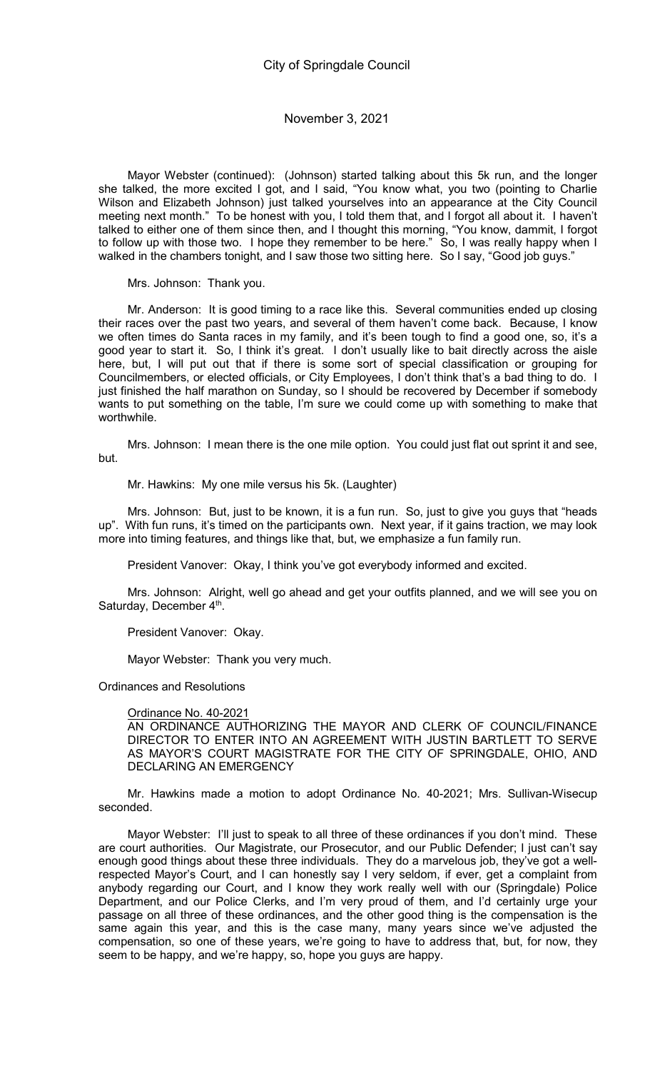Mayor Webster (continued): (Johnson) started talking about this 5k run, and the longer she talked, the more excited I got, and I said, "You know what, you two (pointing to Charlie Wilson and Elizabeth Johnson) just talked yourselves into an appearance at the City Council meeting next month." To be honest with you, I told them that, and I forgot all about it. I haven't talked to either one of them since then, and I thought this morning, "You know, dammit, I forgot to follow up with those two. I hope they remember to be here." So, I was really happy when I walked in the chambers tonight, and I saw those two sitting here. So I say, "Good job guys."

Mrs. Johnson: Thank you.

Mr. Anderson: It is good timing to a race like this. Several communities ended up closing their races over the past two years, and several of them haven't come back. Because, I know we often times do Santa races in my family, and it's been tough to find a good one, so, it's a good year to start it. So, I think it's great. I don't usually like to bait directly across the aisle here, but, I will put out that if there is some sort of special classification or grouping for Councilmembers, or elected officials, or City Employees, I don't think that's a bad thing to do. I just finished the half marathon on Sunday, so I should be recovered by December if somebody wants to put something on the table, I'm sure we could come up with something to make that worthwhile.

Mrs. Johnson: I mean there is the one mile option. You could just flat out sprint it and see, but.

Mr. Hawkins: My one mile versus his 5k. (Laughter)

Mrs. Johnson: But, just to be known, it is a fun run. So, just to give you guys that "heads up". With fun runs, it's timed on the participants own. Next year, if it gains traction, we may look more into timing features, and things like that, but, we emphasize a fun family run.

President Vanover: Okay, I think you've got everybody informed and excited.

Mrs. Johnson: Alright, well go ahead and get your outfits planned, and we will see you on Saturday, December 4th.

President Vanover: Okay.

Mayor Webster: Thank you very much.

Ordinances and Resolutions

Ordinance No. 40-2021
AN ORDINANCE AUTHORIZING THE MAYOR AND CLERK OF COUNCIL/FINANCE DIRECTOR TO ENTER INTO AN AGREEMENT WITH JUSTIN BARTLETT TO SERVE AS MAYOR'S COURT MAGISTRATE FOR THE CITY OF SPRINGDALE, OHIO, AND DECLARING AN EMERGENCY

Mr. Hawkins made a motion to adopt Ordinance No. 40-2021; Mrs. Sullivan-Wisecup seconded.

Mayor Webster: I'll just to speak to all three of these ordinances if you don't mind. These are court authorities. Our Magistrate, our Prosecutor, and our Public Defender; I just can't say enough good things about these three individuals. They do a marvelous job, they've got a well-respected Mayor's Court, and I can honestly say I very seldom, if ever, get a complaint from anybody regarding our Court, and I know they work really well with our (Springdale) Police Department, and our Police Clerks, and I'm very proud of them, and I'd certainly urge your passage on all three of these ordinances, and the other good thing is the compensation is the same again this year, and this is the case many, many years since we've adjusted the compensation, so one of these years, we're going to have to address that, but, for now, they seem to be happy, and we're happy, so, hope you guys are happy.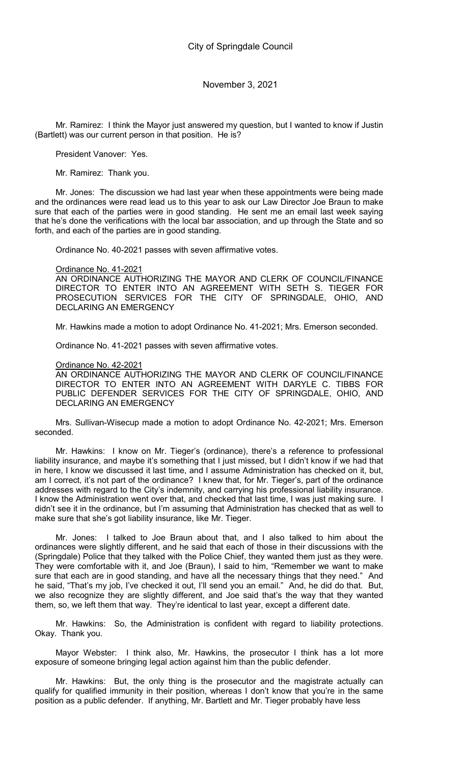Mr. Ramirez: I think the Mayor just answered my question, but I wanted to know if Justin (Bartlett) was our current person in that position. He is?

President Vanover: Yes.

Mr. Ramirez: Thank you.

Mr. Jones: The discussion we had last year when these appointments were being made and the ordinances were read lead us to this year to ask our Law Director Joe Braun to make sure that each of the parties were in good standing. He sent me an email last week saying that he's done the verifications with the local bar association, and up through the State and so forth, and each of the parties are in good standing.

Ordinance No. 40-2021 passes with seven affirmative votes.

Ordinance No. 41-2021

AN ORDINANCE AUTHORIZING THE MAYOR AND CLERK OF COUNCIL/FINANCE DIRECTOR TO ENTER INTO AN AGREEMENT WITH SETH S. TIEGER FOR PROSECUTION SERVICES FOR THE CITY OF SPRINGDALE, OHIO, AND DECLARING AN EMERGENCY

Mr. Hawkins made a motion to adopt Ordinance No. 41-2021; Mrs. Emerson seconded.

Ordinance No. 41-2021 passes with seven affirmative votes.

Ordinance No. 42-2021

AN ORDINANCE AUTHORIZING THE MAYOR AND CLERK OF COUNCIL/FINANCE DIRECTOR TO ENTER INTO AN AGREEMENT WITH DARYLE C. TIBBS FOR PUBLIC DEFENDER SERVICES FOR THE CITY OF SPRINGDALE, OHIO, AND DECLARING AN EMERGENCY

Mrs. Sullivan-Wisecup made a motion to adopt Ordinance No. 42-2021; Mrs. Emerson seconded.

Mr. Hawkins: I know on Mr. Tieger's (ordinance), there's a reference to professional liability insurance, and maybe it's something that I just missed, but I didn't know if we had that in here, I know we discussed it last time, and I assume Administration has checked on it, but, am I correct, it's not part of the ordinance? I knew that, for Mr. Tieger's, part of the ordinance addresses with regard to the City's indemnity, and carrying his professional liability insurance. I know the Administration went over that, and checked that last time, I was just making sure. I didn't see it in the ordinance, but I'm assuming that Administration has checked that as well to make sure that she's got liability insurance, like Mr. Tieger.

Mr. Jones: I talked to Joe Braun about that, and I also talked to him about the ordinances were slightly different, and he said that each of those in their discussions with the (Springdale) Police that they talked with the Police Chief, they wanted them just as they were. They were comfortable with it, and Joe (Braun), I said to him, "Remember we want to make sure that each are in good standing, and have all the necessary things that they need." And he said, "That's my job, I've checked it out, I'll send you an email." And, he did do that. But, we also recognize they are slightly different, and Joe said that's the way that they wanted them, so, we left them that way. They're identical to last year, except a different date.

Mr. Hawkins: So, the Administration is confident with regard to liability protections. Okay. Thank you.

Mayor Webster: I think also, Mr. Hawkins, the prosecutor I think has a lot more exposure of someone bringing legal action against him than the public defender.

Mr. Hawkins: But, the only thing is the prosecutor and the magistrate actually can qualify for qualified immunity in their position, whereas I don't know that you're in the same position as a public defender. If anything, Mr. Bartlett and Mr. Tieger probably have less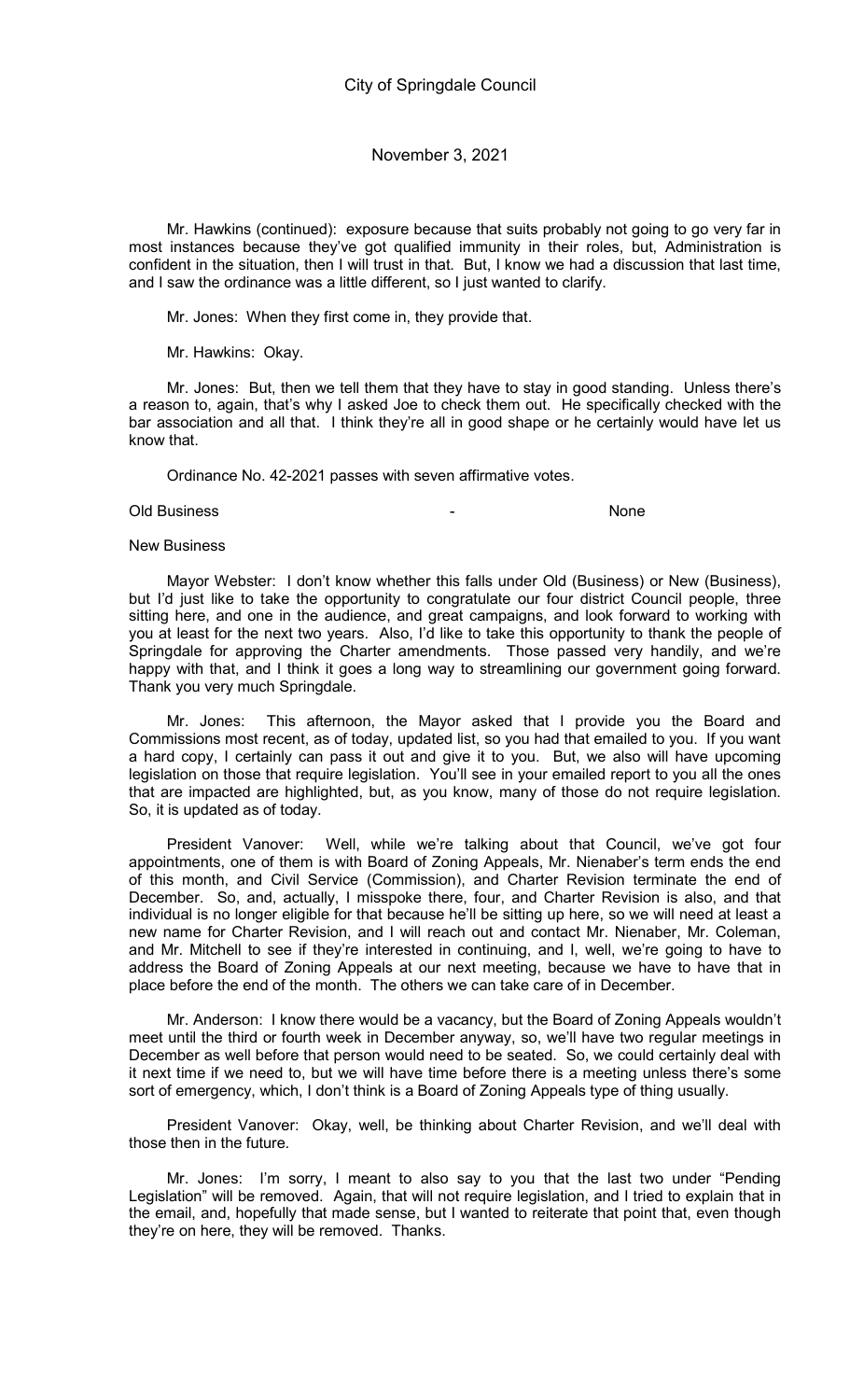Mr. Hawkins (continued): exposure because that suits probably not going to go very far in most instances because they've got qualified immunity in their roles, but, Administration is confident in the situation, then I will trust in that. But, I know we had a discussion that last time, and I saw the ordinance was a little different, so I just wanted to clarify.

Mr. Jones: When they first come in, they provide that.

Mr. Hawkins: Okay.

Mr. Jones: But, then we tell them that they have to stay in good standing. Unless there's a reason to, again, that's why I asked Joe to check them out. He specifically checked with the bar association and all that. I think they're all in good shape or he certainly would have let us know that.

Ordinance No. 42-2021 passes with seven affirmative votes.

Old Business - None

New Business

Mayor Webster: I don't know whether this falls under Old (Business) or New (Business), but I'd just like to take the opportunity to congratulate our four district Council people, three sitting here, and one in the audience, and great campaigns, and look forward to working with you at least for the next two years. Also, I'd like to take this opportunity to thank the people of Springdale for approving the Charter amendments. Those passed very handily, and we're happy with that, and I think it goes a long way to streamlining our government going forward. Thank you very much Springdale.

Mr. Jones: This afternoon, the Mayor asked that I provide you the Board and Commissions most recent, as of today, updated list, so you had that emailed to you. If you want a hard copy, I certainly can pass it out and give it to you. But, we also will have upcoming legislation on those that require legislation. You'll see in your emailed report to you all the ones that are impacted are highlighted, but, as you know, many of those do not require legislation. So, it is updated as of today.

President Vanover: Well, while we're talking about that Council, we've got four appointments, one of them is with Board of Zoning Appeals, Mr. Nienaber's term ends the end of this month, and Civil Service (Commission), and Charter Revision terminate the end of December. So, and, actually, I misspoke there, four, and Charter Revision is also, and that individual is no longer eligible for that because he'll be sitting up here, so we will need at least a new name for Charter Revision, and I will reach out and contact Mr. Nienaber, Mr. Coleman, and Mr. Mitchell to see if they're interested in continuing, and I, well, we're going to have to address the Board of Zoning Appeals at our next meeting, because we have to have that in place before the end of the month. The others we can take care of in December.

Mr. Anderson: I know there would be a vacancy, but the Board of Zoning Appeals wouldn't meet until the third or fourth week in December anyway, so, we'll have two regular meetings in December as well before that person would need to be seated. So, we could certainly deal with it next time if we need to, but we will have time before there is a meeting unless there's some sort of emergency, which, I don't think is a Board of Zoning Appeals type of thing usually.

President Vanover: Okay, well, be thinking about Charter Revision, and we'll deal with those then in the future.

Mr. Jones: I'm sorry, I meant to also say to you that the last two under "Pending Legislation" will be removed. Again, that will not require legislation, and I tried to explain that in the email, and, hopefully that made sense, but I wanted to reiterate that point that, even though they're on here, they will be removed. Thanks.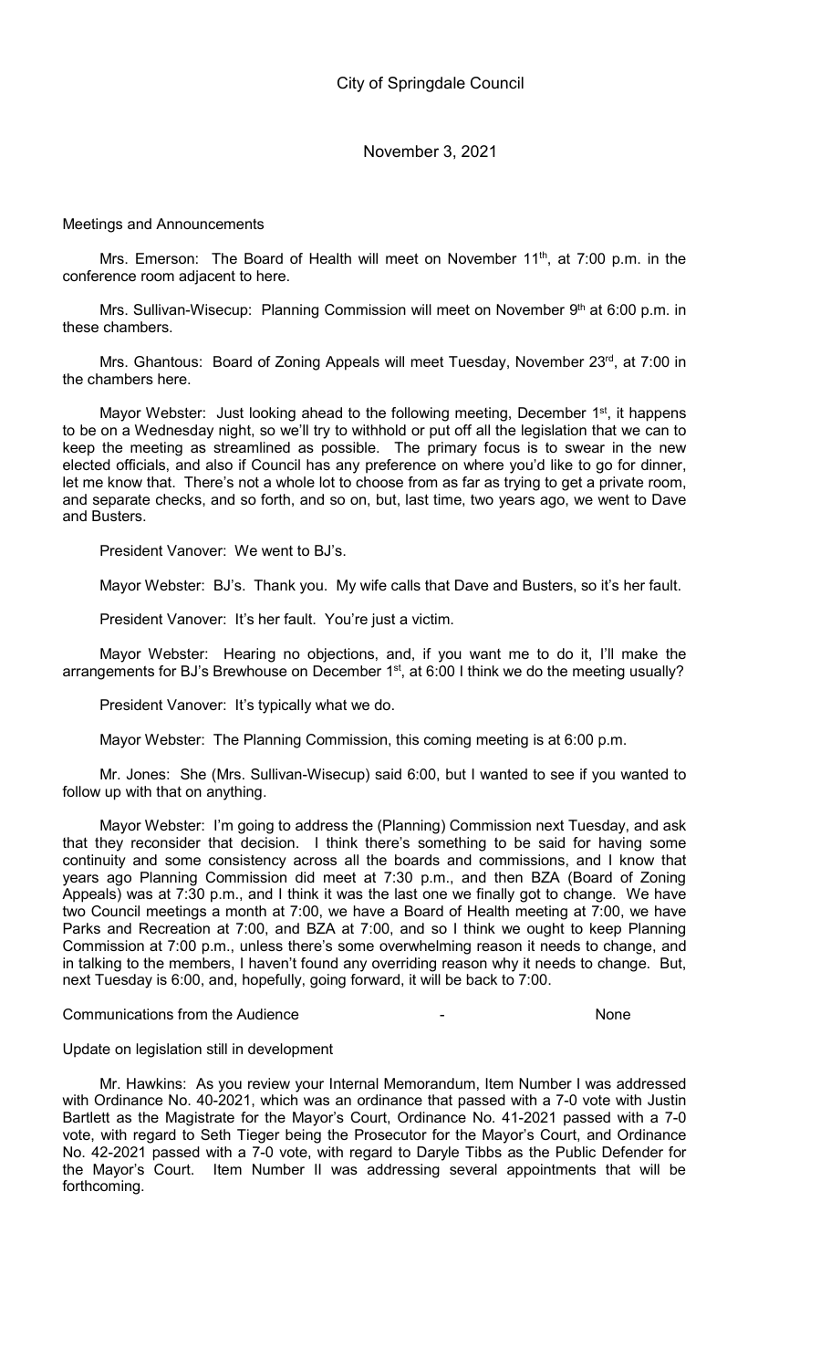City of Springdale Council

November 3, 2021

Meetings and Announcements

Mrs. Emerson: The Board of Health will meet on November 11th, at 7:00 p.m. in the conference room adjacent to here.

Mrs. Sullivan-Wisecup: Planning Commission will meet on November 9th at 6:00 p.m. in these chambers.

Mrs. Ghantous: Board of Zoning Appeals will meet Tuesday, November 23rd, at 7:00 in the chambers here.

Mayor Webster: Just looking ahead to the following meeting, December 1st, it happens to be on a Wednesday night, so we'll try to withhold or put off all the legislation that we can to keep the meeting as streamlined as possible. The primary focus is to swear in the new elected officials, and also if Council has any preference on where you'd like to go for dinner, let me know that. There's not a whole lot to choose from as far as trying to get a private room, and separate checks, and so forth, and so on, but, last time, two years ago, we went to Dave and Busters.

President Vanover: We went to BJ's.

Mayor Webster: BJ's. Thank you. My wife calls that Dave and Busters, so it's her fault.

President Vanover: It's her fault. You're just a victim.

Mayor Webster: Hearing no objections, and, if you want me to do it, I'll make the arrangements for BJ's Brewhouse on December 1st, at 6:00 I think we do the meeting usually?

President Vanover: It's typically what we do.

Mayor Webster: The Planning Commission, this coming meeting is at 6:00 p.m.

Mr. Jones: She (Mrs. Sullivan-Wisecup) said 6:00, but I wanted to see if you wanted to follow up with that on anything.

Mayor Webster: I'm going to address the (Planning) Commission next Tuesday, and ask that they reconsider that decision. I think there's something to be said for having some continuity and some consistency across all the boards and commissions, and I know that years ago Planning Commission did meet at 7:30 p.m., and then BZA (Board of Zoning Appeals) was at 7:30 p.m., and I think it was the last one we finally got to change. We have two Council meetings a month at 7:00, we have a Board of Health meeting at 7:00, we have Parks and Recreation at 7:00, and BZA at 7:00, and so I think we ought to keep Planning Commission at 7:00 p.m., unless there's some overwhelming reason it needs to change, and in talking to the members, I haven't found any overriding reason why it needs to change. But, next Tuesday is 6:00, and, hopefully, going forward, it will be back to 7:00.

Communications from the Audience - None

Update on legislation still in development

Mr. Hawkins: As you review your Internal Memorandum, Item Number I was addressed with Ordinance No. 40-2021, which was an ordinance that passed with a 7-0 vote with Justin Bartlett as the Magistrate for the Mayor's Court, Ordinance No. 41-2021 passed with a 7-0 vote, with regard to Seth Tieger being the Prosecutor for the Mayor's Court, and Ordinance No. 42-2021 passed with a 7-0 vote, with regard to Daryle Tibbs as the Public Defender for the Mayor's Court. Item Number II was addressing several appointments that will be forthcoming.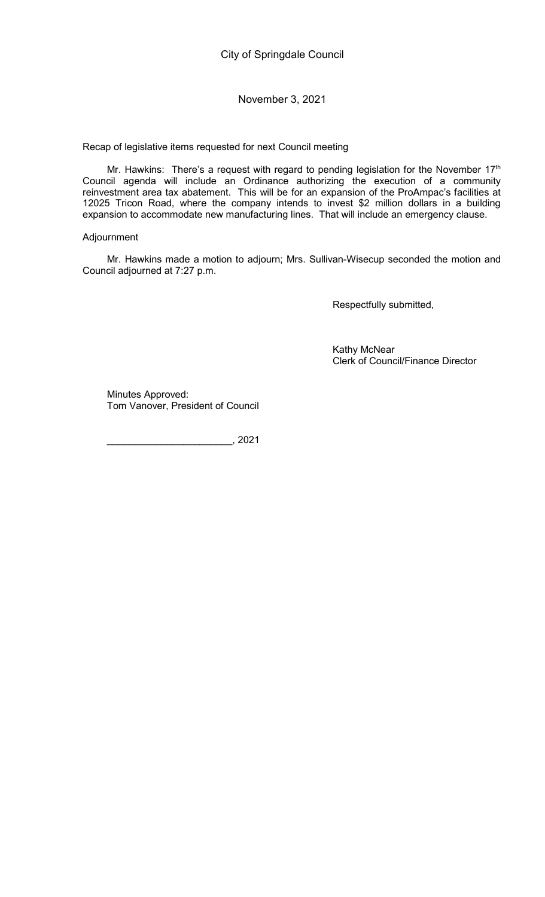City of Springdale Council

November 3, 2021

Recap of legislative items requested for next Council meeting

Mr. Hawkins: There's a request with regard to pending legislation for the November 17th Council agenda will include an Ordinance authorizing the execution of a community reinvestment area tax abatement. This will be for an expansion of the ProAmpac's facilities at 12025 Tricon Road, where the company intends to invest $2 million dollars in a building expansion to accommodate new manufacturing lines. That will include an emergency clause.

Adjournment

Mr. Hawkins made a motion to adjourn; Mrs. Sullivan-Wisecup seconded the motion and Council adjourned at 7:27 p.m.

Respectfully submitted,

Kathy McNear
Clerk of Council/Finance Director

Minutes Approved:
Tom Vanover, President of Council

_______________________, 2021